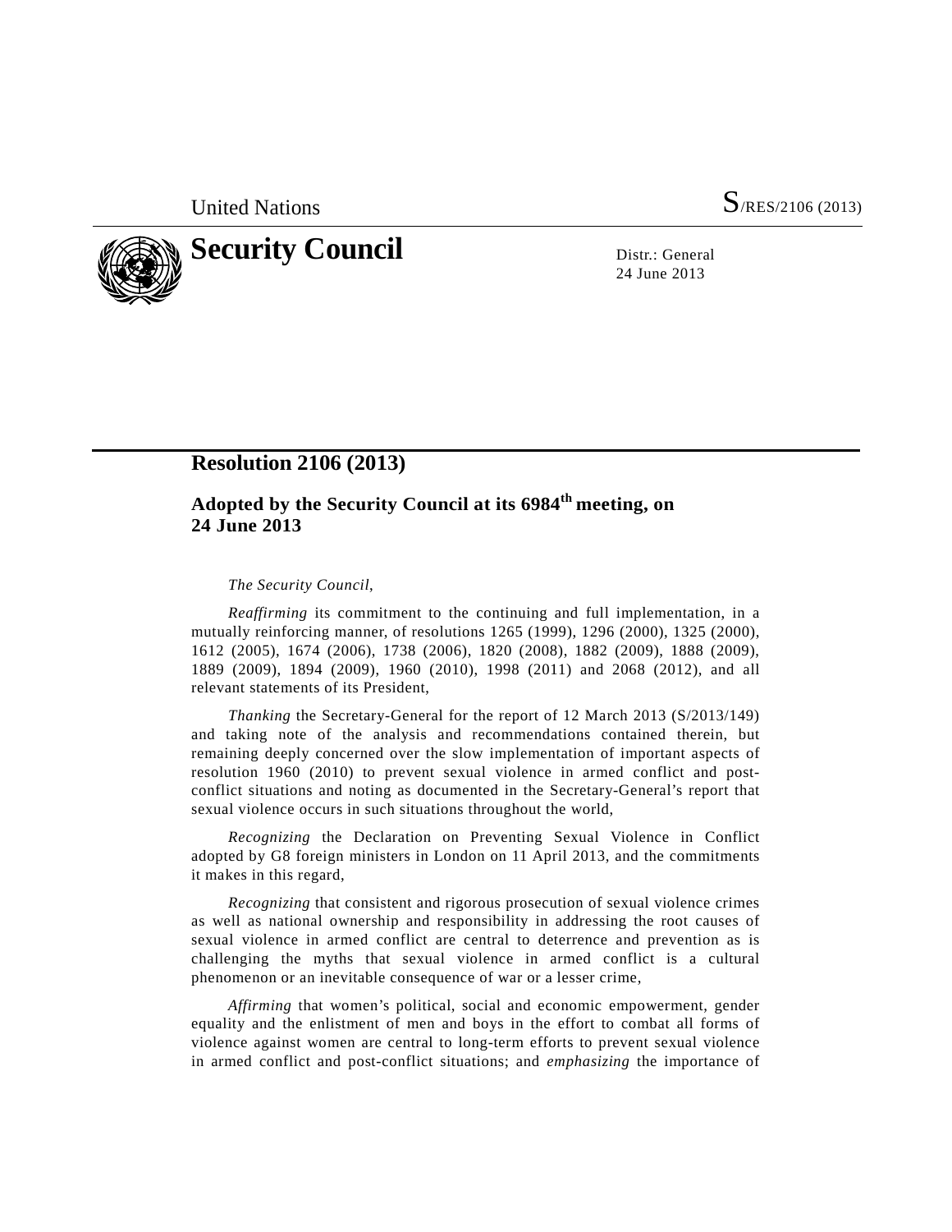United Nations S/RES/2106 (2013)

# Security Council

Distr.: General
24 June 2013

## Resolution 2106 (2013)

### Adopted by the Security Council at its 6984th meeting, on 24 June 2013

*The Security Council*,

*Reaffirming* its commitment to the continuing and full implementation, in a mutually reinforcing manner, of resolutions 1265 (1999), 1296 (2000), 1325 (2000), 1612 (2005), 1674 (2006), 1738 (2006), 1820 (2008), 1882 (2009), 1888 (2009), 1889 (2009), 1894 (2009), 1960 (2010), 1998 (2011) and 2068 (2012), and all relevant statements of its President,

*Thanking* the Secretary-General for the report of 12 March 2013 (S/2013/149) and taking note of the analysis and recommendations contained therein, but remaining deeply concerned over the slow implementation of important aspects of resolution 1960 (2010) to prevent sexual violence in armed conflict and post-conflict situations and noting as documented in the Secretary-General's report that sexual violence occurs in such situations throughout the world,

*Recognizing* the Declaration on Preventing Sexual Violence in Conflict adopted by G8 foreign ministers in London on 11 April 2013, and the commitments it makes in this regard,

*Recognizing* that consistent and rigorous prosecution of sexual violence crimes as well as national ownership and responsibility in addressing the root causes of sexual violence in armed conflict are central to deterrence and prevention as is challenging the myths that sexual violence in armed conflict is a cultural phenomenon or an inevitable consequence of war or a lesser crime,

*Affirming* that women's political, social and economic empowerment, gender equality and the enlistment of men and boys in the effort to combat all forms of violence against women are central to long-term efforts to prevent sexual violence in armed conflict and post-conflict situations; and *emphasizing* the importance of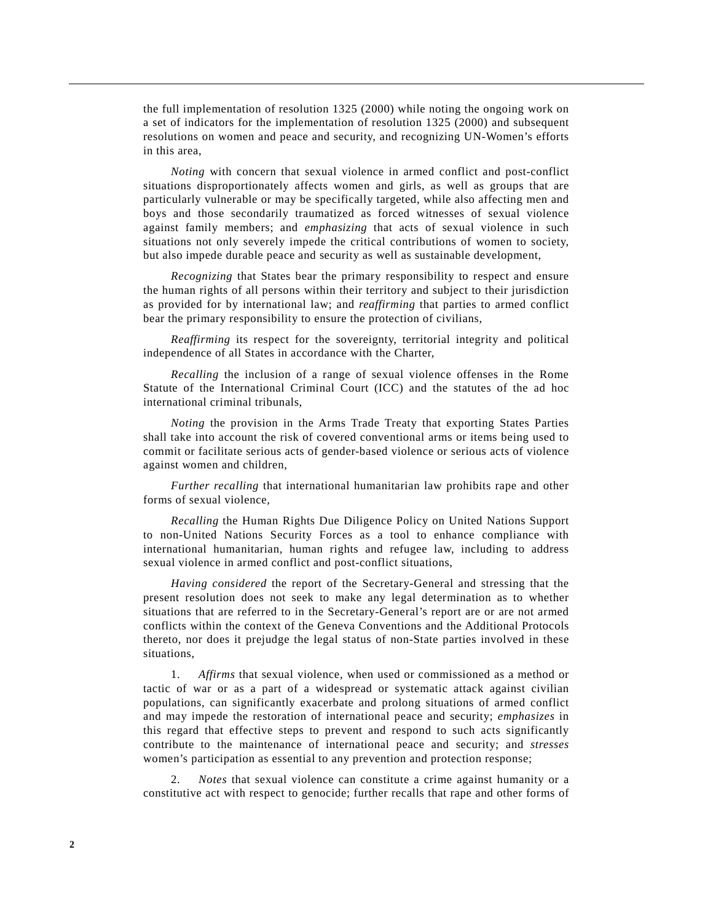the full implementation of resolution 1325 (2000) while noting the ongoing work on a set of indicators for the implementation of resolution 1325 (2000) and subsequent resolutions on women and peace and security, and recognizing UN-Women's efforts in this area,

*Noting* with concern that sexual violence in armed conflict and post-conflict situations disproportionately affects women and girls, as well as groups that are particularly vulnerable or may be specifically targeted, while also affecting men and boys and those secondarily traumatized as forced witnesses of sexual violence against family members; and *emphasizing* that acts of sexual violence in such situations not only severely impede the critical contributions of women to society, but also impede durable peace and security as well as sustainable development,

*Recognizing* that States bear the primary responsibility to respect and ensure the human rights of all persons within their territory and subject to their jurisdiction as provided for by international law; and *reaffirming* that parties to armed conflict bear the primary responsibility to ensure the protection of civilians,

*Reaffirming* its respect for the sovereignty, territorial integrity and political independence of all States in accordance with the Charter,

*Recalling* the inclusion of a range of sexual violence offenses in the Rome Statute of the International Criminal Court (ICC) and the statutes of the ad hoc international criminal tribunals,

*Noting* the provision in the Arms Trade Treaty that exporting States Parties shall take into account the risk of covered conventional arms or items being used to commit or facilitate serious acts of gender-based violence or serious acts of violence against women and children,

*Further recalling* that international humanitarian law prohibits rape and other forms of sexual violence,

*Recalling* the Human Rights Due Diligence Policy on United Nations Support to non-United Nations Security Forces as a tool to enhance compliance with international humanitarian, human rights and refugee law, including to address sexual violence in armed conflict and post-conflict situations,

*Having considered* the report of the Secretary-General and stressing that the present resolution does not seek to make any legal determination as to whether situations that are referred to in the Secretary-General's report are or are not armed conflicts within the context of the Geneva Conventions and the Additional Protocols thereto, nor does it prejudge the legal status of non-State parties involved in these situations,

1. *Affirms* that sexual violence, when used or commissioned as a method or tactic of war or as a part of a widespread or systematic attack against civilian populations, can significantly exacerbate and prolong situations of armed conflict and may impede the restoration of international peace and security; *emphasizes* in this regard that effective steps to prevent and respond to such acts significantly contribute to the maintenance of international peace and security; and *stresses* women's participation as essential to any prevention and protection response;

2. *Notes* that sexual violence can constitute a crime against humanity or a constitutive act with respect to genocide; further recalls that rape and other forms of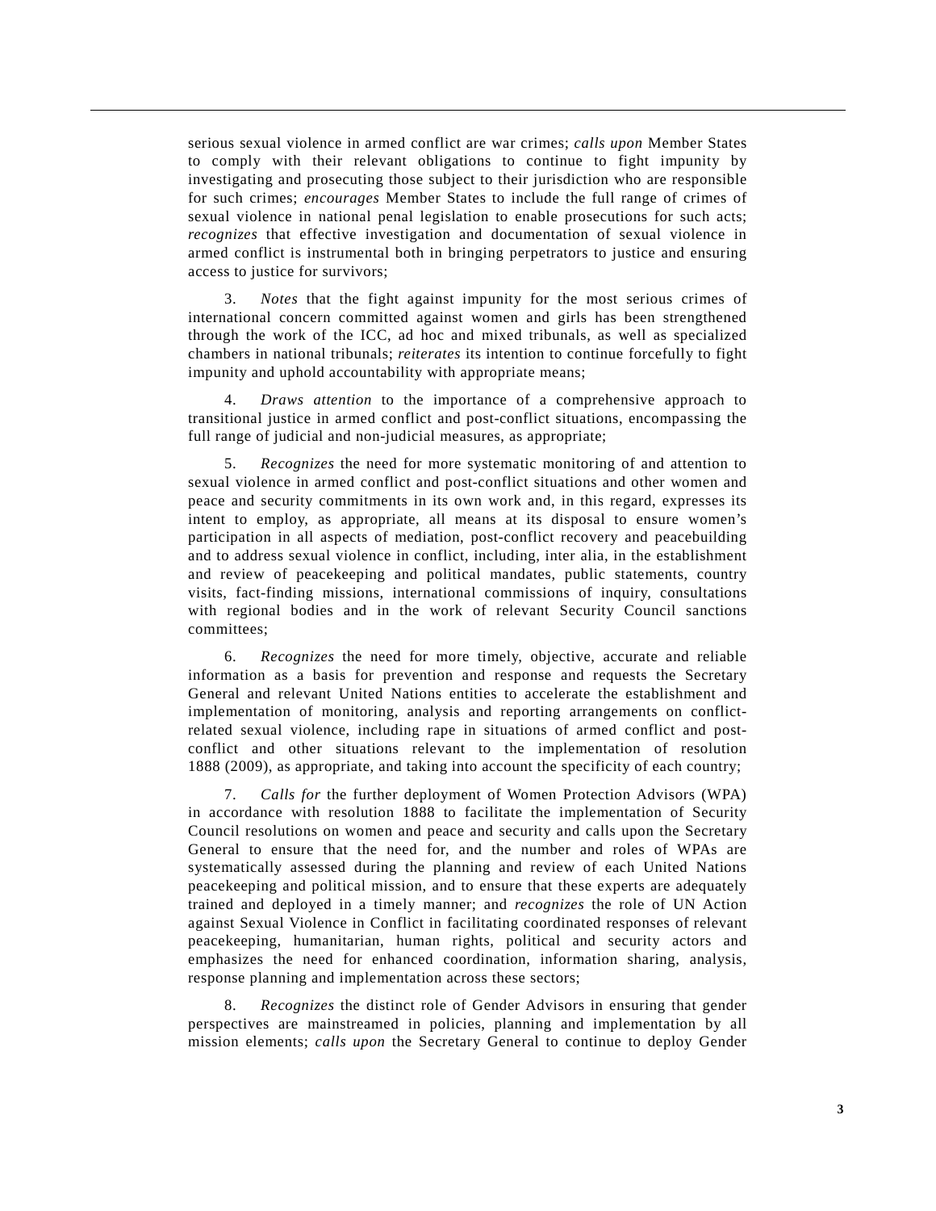serious sexual violence in armed conflict are war crimes; *calls upon* Member States to comply with their relevant obligations to continue to fight impunity by investigating and prosecuting those subject to their jurisdiction who are responsible for such crimes; *encourages* Member States to include the full range of crimes of sexual violence in national penal legislation to enable prosecutions for such acts; *recognizes* that effective investigation and documentation of sexual violence in armed conflict is instrumental both in bringing perpetrators to justice and ensuring access to justice for survivors;

3. *Notes* that the fight against impunity for the most serious crimes of international concern committed against women and girls has been strengthened through the work of the ICC, ad hoc and mixed tribunals, as well as specialized chambers in national tribunals; *reiterates* its intention to continue forcefully to fight impunity and uphold accountability with appropriate means;

4. *Draws attention* to the importance of a comprehensive approach to transitional justice in armed conflict and post-conflict situations, encompassing the full range of judicial and non-judicial measures, as appropriate;

5. *Recognizes* the need for more systematic monitoring of and attention to sexual violence in armed conflict and post-conflict situations and other women and peace and security commitments in its own work and, in this regard, expresses its intent to employ, as appropriate, all means at its disposal to ensure women's participation in all aspects of mediation, post-conflict recovery and peacebuilding and to address sexual violence in conflict, including, inter alia, in the establishment and review of peacekeeping and political mandates, public statements, country visits, fact-finding missions, international commissions of inquiry, consultations with regional bodies and in the work of relevant Security Council sanctions committees;

6. *Recognizes* the need for more timely, objective, accurate and reliable information as a basis for prevention and response and requests the Secretary General and relevant United Nations entities to accelerate the establishment and implementation of monitoring, analysis and reporting arrangements on conflict-related sexual violence, including rape in situations of armed conflict and post-conflict and other situations relevant to the implementation of resolution 1888 (2009), as appropriate, and taking into account the specificity of each country;

7. *Calls for* the further deployment of Women Protection Advisors (WPA) in accordance with resolution 1888 to facilitate the implementation of Security Council resolutions on women and peace and security and calls upon the Secretary General to ensure that the need for, and the number and roles of WPAs are systematically assessed during the planning and review of each United Nations peacekeeping and political mission, and to ensure that these experts are adequately trained and deployed in a timely manner; and *recognizes* the role of UN Action against Sexual Violence in Conflict in facilitating coordinated responses of relevant peacekeeping, humanitarian, human rights, political and security actors and emphasizes the need for enhanced coordination, information sharing, analysis, response planning and implementation across these sectors;

8. *Recognizes* the distinct role of Gender Advisors in ensuring that gender perspectives are mainstreamed in policies, planning and implementation by all mission elements; *calls upon* the Secretary General to continue to deploy Gender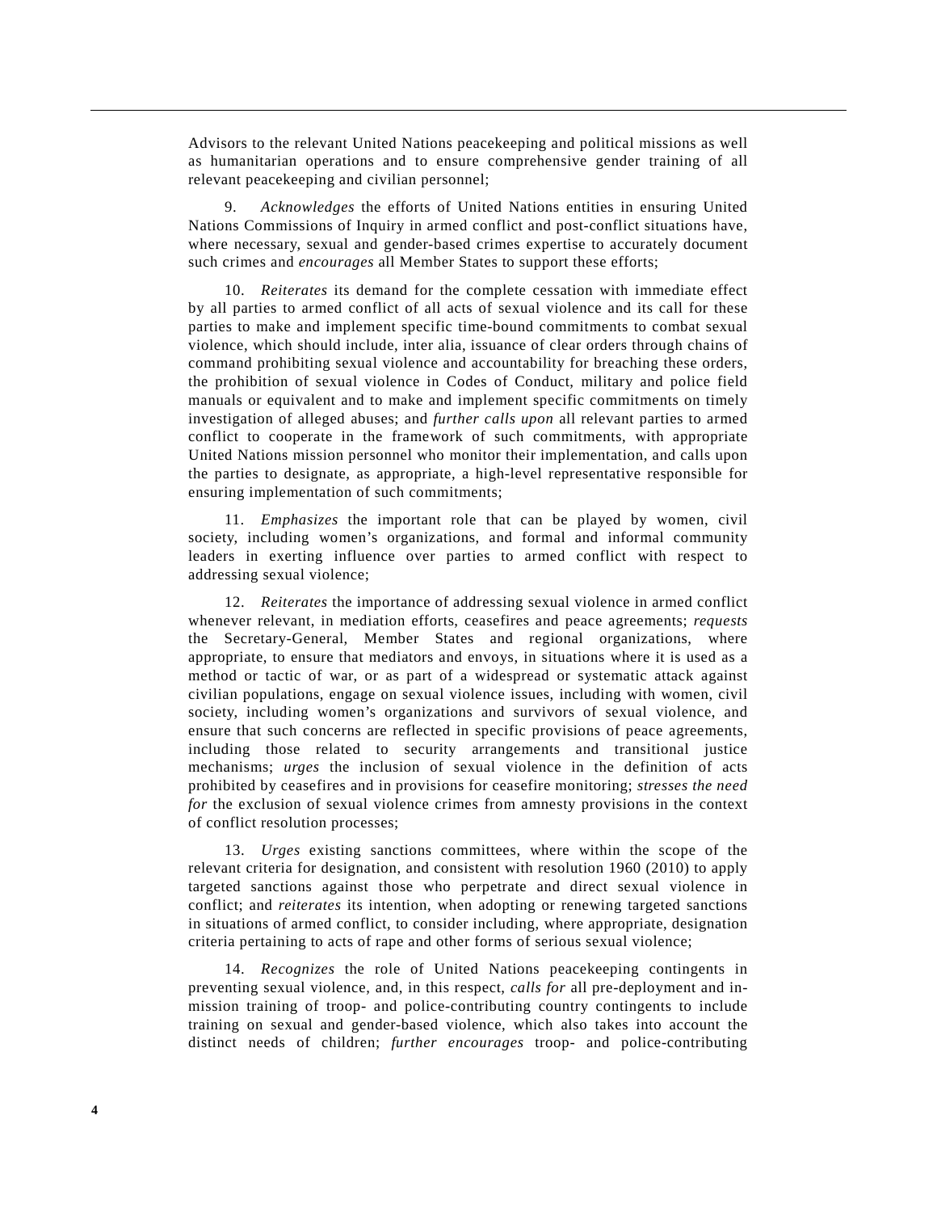Advisors to the relevant United Nations peacekeeping and political missions as well as humanitarian operations and to ensure comprehensive gender training of all relevant peacekeeping and civilian personnel;

9. *Acknowledges* the efforts of United Nations entities in ensuring United Nations Commissions of Inquiry in armed conflict and post-conflict situations have, where necessary, sexual and gender-based crimes expertise to accurately document such crimes and *encourages* all Member States to support these efforts;

10. *Reiterates* its demand for the complete cessation with immediate effect by all parties to armed conflict of all acts of sexual violence and its call for these parties to make and implement specific time-bound commitments to combat sexual violence, which should include, inter alia, issuance of clear orders through chains of command prohibiting sexual violence and accountability for breaching these orders, the prohibition of sexual violence in Codes of Conduct, military and police field manuals or equivalent and to make and implement specific commitments on timely investigation of alleged abuses; and *further calls upon* all relevant parties to armed conflict to cooperate in the framework of such commitments, with appropriate United Nations mission personnel who monitor their implementation, and calls upon the parties to designate, as appropriate, a high-level representative responsible for ensuring implementation of such commitments;

11. *Emphasizes* the important role that can be played by women, civil society, including women's organizations, and formal and informal community leaders in exerting influence over parties to armed conflict with respect to addressing sexual violence;

12. *Reiterates* the importance of addressing sexual violence in armed conflict whenever relevant, in mediation efforts, ceasefires and peace agreements; *requests* the Secretary-General, Member States and regional organizations, where appropriate, to ensure that mediators and envoys, in situations where it is used as a method or tactic of war, or as part of a widespread or systematic attack against civilian populations, engage on sexual violence issues, including with women, civil society, including women's organizations and survivors of sexual violence, and ensure that such concerns are reflected in specific provisions of peace agreements, including those related to security arrangements and transitional justice mechanisms; *urges* the inclusion of sexual violence in the definition of acts prohibited by ceasefires and in provisions for ceasefire monitoring; *stresses the need for* the exclusion of sexual violence crimes from amnesty provisions in the context of conflict resolution processes;

13. *Urges* existing sanctions committees, where within the scope of the relevant criteria for designation, and consistent with resolution 1960 (2010) to apply targeted sanctions against those who perpetrate and direct sexual violence in conflict; and *reiterates* its intention, when adopting or renewing targeted sanctions in situations of armed conflict, to consider including, where appropriate, designation criteria pertaining to acts of rape and other forms of serious sexual violence;

14. *Recognizes* the role of United Nations peacekeeping contingents in preventing sexual violence, and, in this respect, *calls for* all pre-deployment and in-mission training of troop- and police-contributing country contingents to include training on sexual and gender-based violence, which also takes into account the distinct needs of children; *further encourages* troop- and police-contributing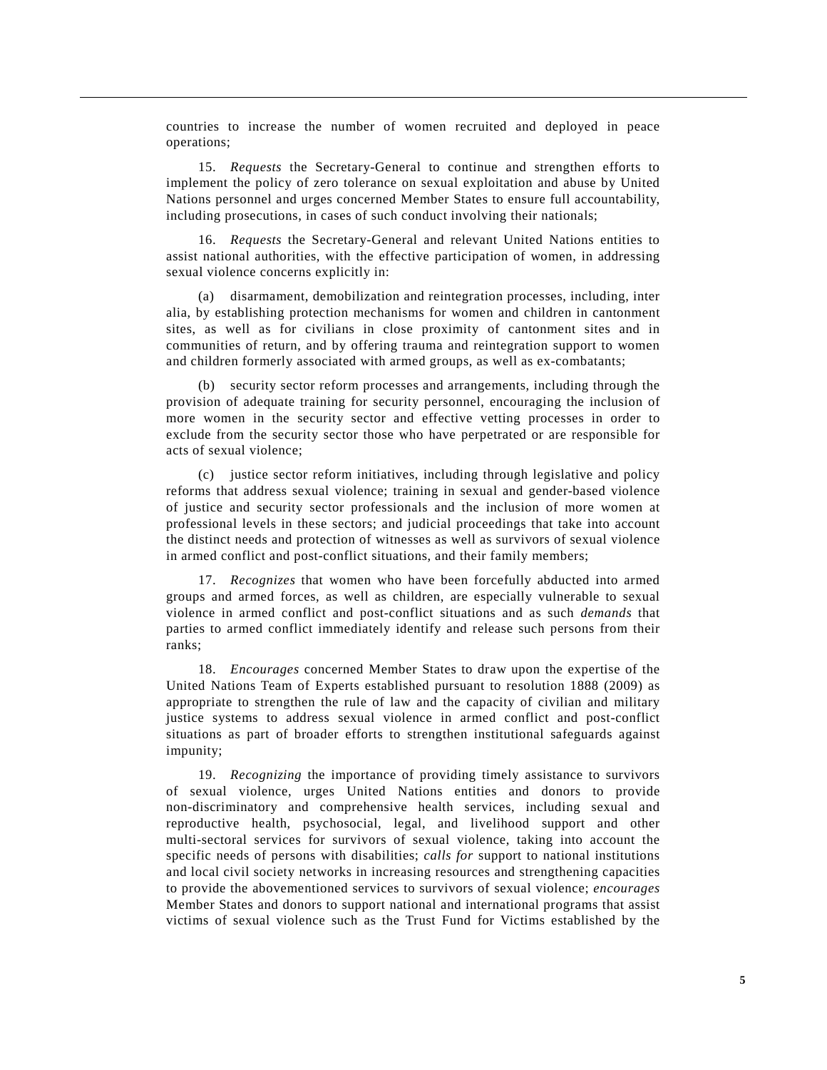countries to increase the number of women recruited and deployed in peace operations;

15. *Requests* the Secretary-General to continue and strengthen efforts to implement the policy of zero tolerance on sexual exploitation and abuse by United Nations personnel and urges concerned Member States to ensure full accountability, including prosecutions, in cases of such conduct involving their nationals;

16. *Requests* the Secretary-General and relevant United Nations entities to assist national authorities, with the effective participation of women, in addressing sexual violence concerns explicitly in:

(a) disarmament, demobilization and reintegration processes, including, inter alia, by establishing protection mechanisms for women and children in cantonment sites, as well as for civilians in close proximity of cantonment sites and in communities of return, and by offering trauma and reintegration support to women and children formerly associated with armed groups, as well as ex-combatants;

(b) security sector reform processes and arrangements, including through the provision of adequate training for security personnel, encouraging the inclusion of more women in the security sector and effective vetting processes in order to exclude from the security sector those who have perpetrated or are responsible for acts of sexual violence;

(c) justice sector reform initiatives, including through legislative and policy reforms that address sexual violence; training in sexual and gender-based violence of justice and security sector professionals and the inclusion of more women at professional levels in these sectors; and judicial proceedings that take into account the distinct needs and protection of witnesses as well as survivors of sexual violence in armed conflict and post-conflict situations, and their family members;

17. *Recognizes* that women who have been forcefully abducted into armed groups and armed forces, as well as children, are especially vulnerable to sexual violence in armed conflict and post-conflict situations and as such *demands* that parties to armed conflict immediately identify and release such persons from their ranks;

18. *Encourages* concerned Member States to draw upon the expertise of the United Nations Team of Experts established pursuant to resolution 1888 (2009) as appropriate to strengthen the rule of law and the capacity of civilian and military justice systems to address sexual violence in armed conflict and post-conflict situations as part of broader efforts to strengthen institutional safeguards against impunity;

19. *Recognizing* the importance of providing timely assistance to survivors of sexual violence, urges United Nations entities and donors to provide non-discriminatory and comprehensive health services, including sexual and reproductive health, psychosocial, legal, and livelihood support and other multi-sectoral services for survivors of sexual violence, taking into account the specific needs of persons with disabilities; *calls for* support to national institutions and local civil society networks in increasing resources and strengthening capacities to provide the abovementioned services to survivors of sexual violence; *encourages* Member States and donors to support national and international programs that assist victims of sexual violence such as the Trust Fund for Victims established by the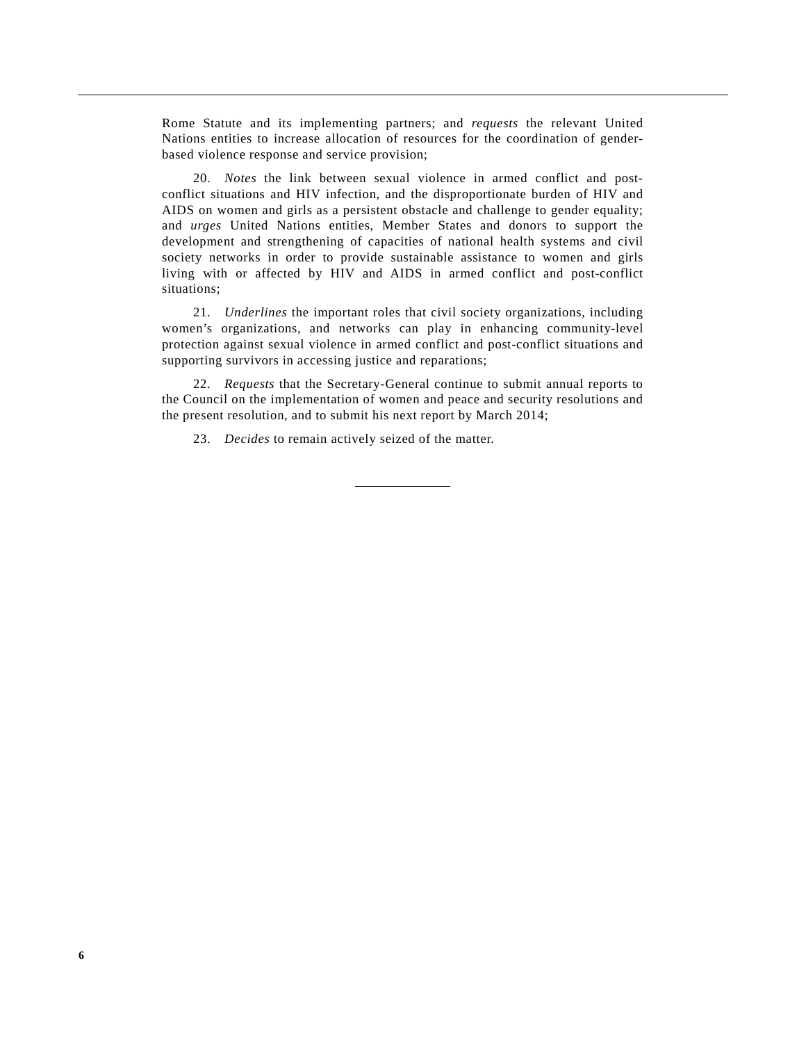Rome Statute and its implementing partners; and *requests* the relevant United Nations entities to increase allocation of resources for the coordination of gender-based violence response and service provision;

20. *Notes* the link between sexual violence in armed conflict and post-conflict situations and HIV infection, and the disproportionate burden of HIV and AIDS on women and girls as a persistent obstacle and challenge to gender equality; and *urges* United Nations entities, Member States and donors to support the development and strengthening of capacities of national health systems and civil society networks in order to provide sustainable assistance to women and girls living with or affected by HIV and AIDS in armed conflict and post-conflict situations;

21. *Underlines* the important roles that civil society organizations, including women's organizations, and networks can play in enhancing community-level protection against sexual violence in armed conflict and post-conflict situations and supporting survivors in accessing justice and reparations;

22. *Requests* that the Secretary-General continue to submit annual reports to the Council on the implementation of women and peace and security resolutions and the present resolution, and to submit his next report by March 2014;

23. *Decides* to remain actively seized of the matter.